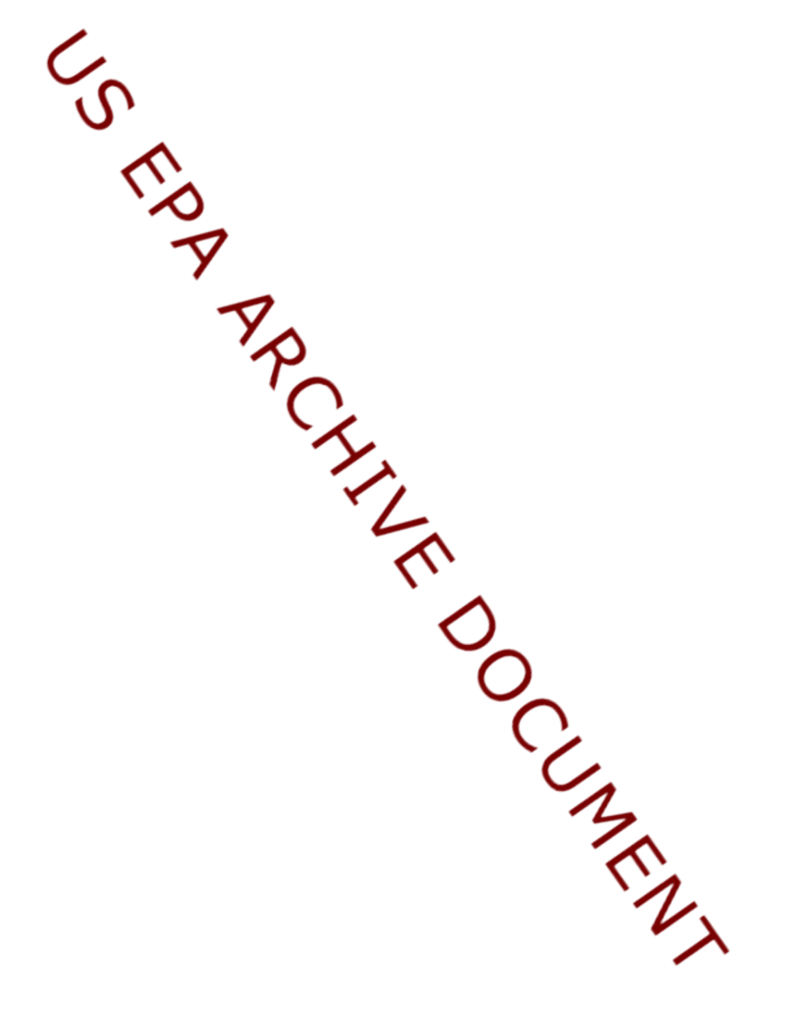US EPA ARCHIVE DOCUMENT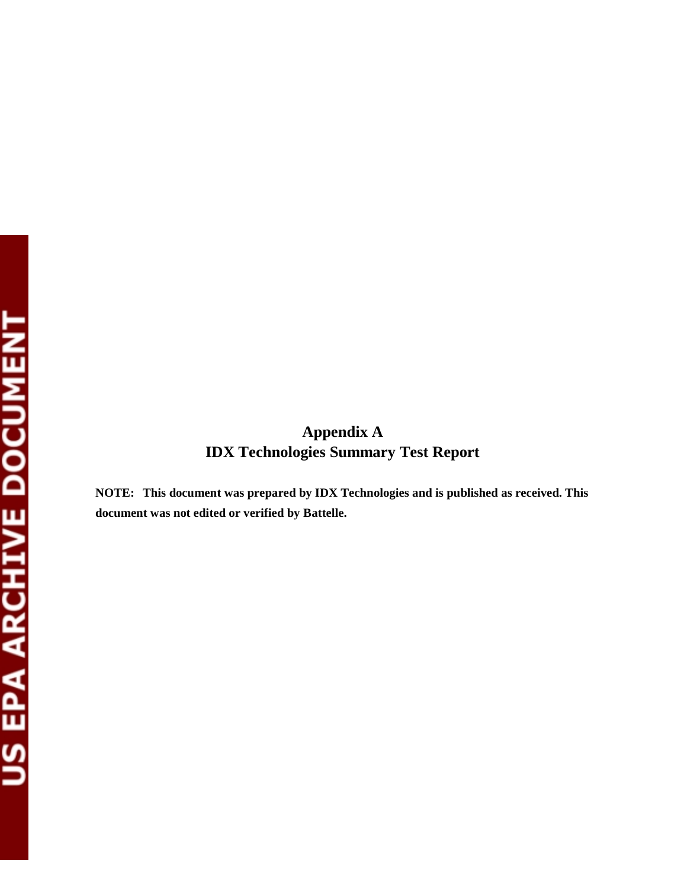# Appendix A
# IDX Technologies Summary Test Report

**NOTE: This document was prepared by IDX Technologies and is published as received. This document was not edited or verified by Battelle.**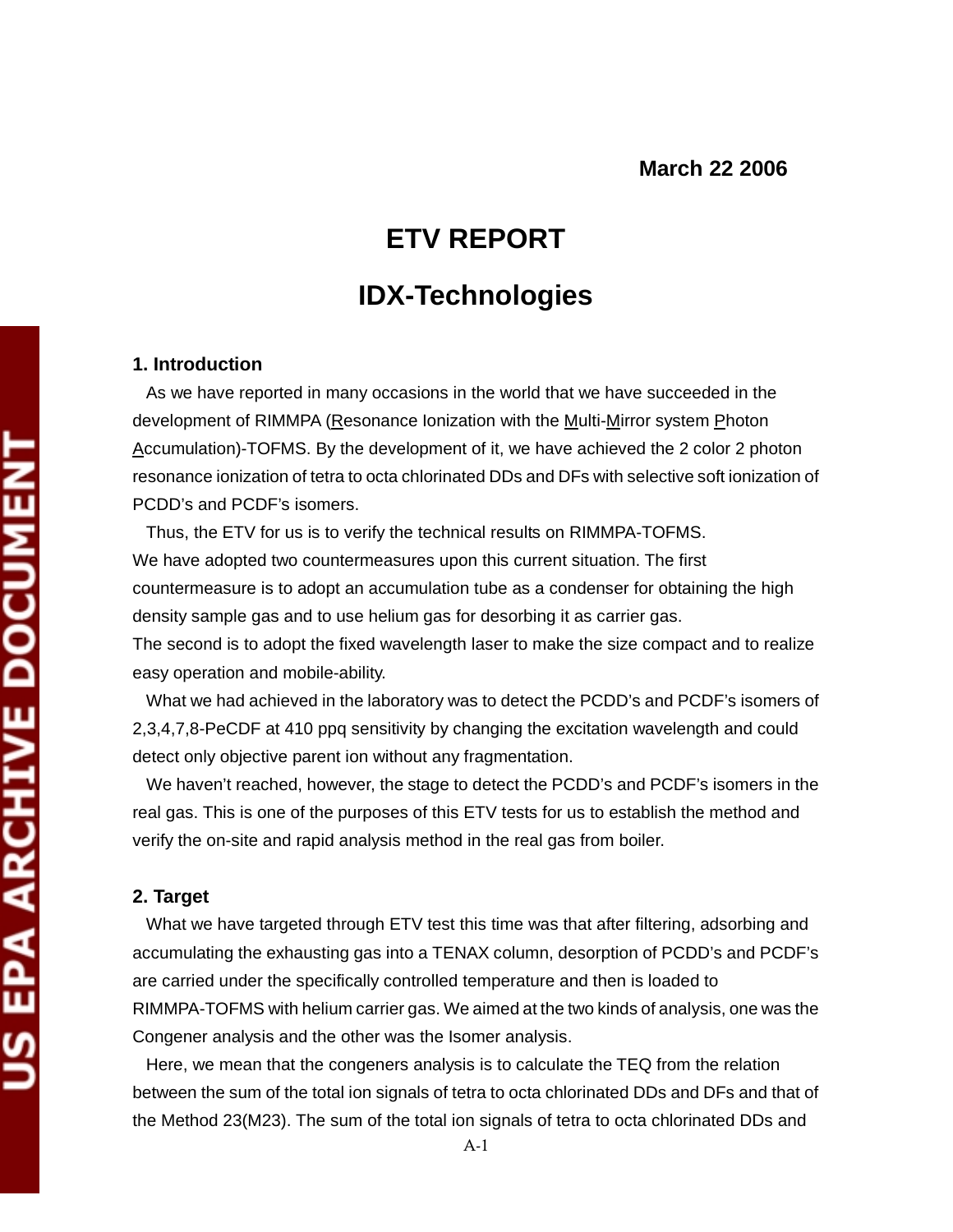**March 22 2006**

# ETV REPORT

# IDX-Technologies

## 1. Introduction

As we have reported in many occasions in the world that we have succeeded in the development of RIMMPA (Resonance Ionization with the Multi-Mirror system Photon Accumulation)-TOFMS. By the development of it, we have achieved the 2 color 2 photon resonance ionization of tetra to octa chlorinated DDs and DFs with selective soft ionization of PCDD's and PCDF's isomers.

Thus, the ETV for us is to verify the technical results on RIMMPA-TOFMS. We have adopted two countermeasures upon this current situation. The first countermeasure is to adopt an accumulation tube as a condenser for obtaining the high density sample gas and to use helium gas for desorbing it as carrier gas. The second is to adopt the fixed wavelength laser to make the size compact and to realize easy operation and mobile-ability.

What we had achieved in the laboratory was to detect the PCDD's and PCDF's isomers of 2,3,4,7,8-PeCDF at 410 ppq sensitivity by changing the excitation wavelength and could detect only objective parent ion without any fragmentation.

We haven't reached, however, the stage to detect the PCDD's and PCDF's isomers in the real gas. This is one of the purposes of this ETV tests for us to establish the method and verify the on-site and rapid analysis method in the real gas from boiler.

## 2. Target

What we have targeted through ETV test this time was that after filtering, adsorbing and accumulating the exhausting gas into a TENAX column, desorption of PCDD's and PCDF's are carried under the specifically controlled temperature and then is loaded to RIMMPA-TOFMS with helium carrier gas. We aimed at the two kinds of analysis, one was the Congener analysis and the other was the Isomer analysis.

Here, we mean that the congeners analysis is to calculate the TEQ from the relation between the sum of the total ion signals of tetra to octa chlorinated DDs and DFs and that of the Method 23(M23). The sum of the total ion signals of tetra to octa chlorinated DDs and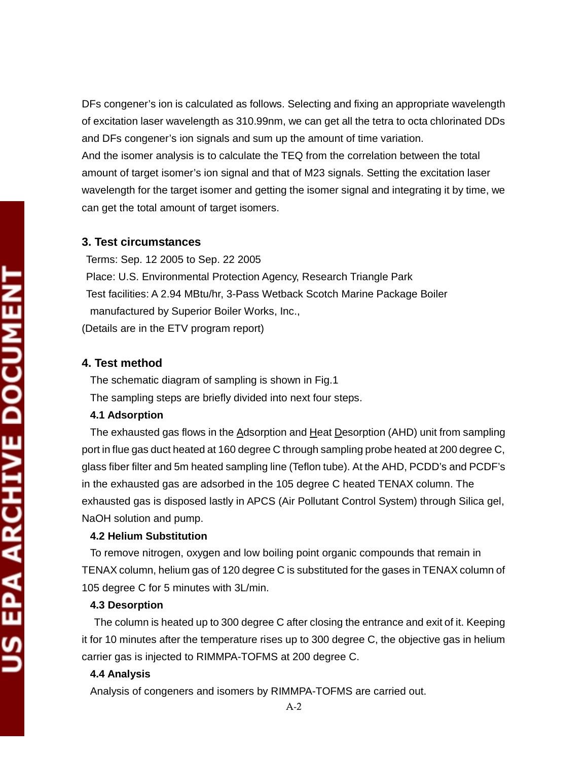DFs congener's ion is calculated as follows. Selecting and fixing an appropriate wavelength of excitation laser wavelength as 310.99nm, we can get all the tetra to octa chlorinated DDs and DFs congener's ion signals and sum up the amount of time variation.

And the isomer analysis is to calculate the TEQ from the correlation between the total amount of target isomer's ion signal and that of M23 signals. Setting the excitation laser wavelength for the target isomer and getting the isomer signal and integrating it by time, we can get the total amount of target isomers.

### 3. Test circumstances

Terms: Sep. 12 2005 to Sep. 22 2005

Place: U.S. Environmental Protection Agency, Research Triangle Park

Test facilities: A 2.94 MBtu/hr, 3-Pass Wetback Scotch Marine Package Boiler manufactured by Superior Boiler Works, Inc.,

(Details are in the ETV program report)

### 4. Test method

The schematic diagram of sampling is shown in Fig.1

The sampling steps are briefly divided into next four steps.

#### 4.1 Adsorption

The exhausted gas flows in the Adsorption and Heat Desorption (AHD) unit from sampling port in flue gas duct heated at 160 degree C through sampling probe heated at 200 degree C, glass fiber filter and 5m heated sampling line (Teflon tube). At the AHD, PCDD's and PCDF's in the exhausted gas are adsorbed in the 105 degree C heated TENAX column. The exhausted gas is disposed lastly in APCS (Air Pollutant Control System) through Silica gel, NaOH solution and pump.

#### 4.2 Helium Substitution

To remove nitrogen, oxygen and low boiling point organic compounds that remain in TENAX column, helium gas of 120 degree C is substituted for the gases in TENAX column of 105 degree C for 5 minutes with 3L/min.

#### 4.3 Desorption

The column is heated up to 300 degree C after closing the entrance and exit of it. Keeping it for 10 minutes after the temperature rises up to 300 degree C, the objective gas in helium carrier gas is injected to RIMMPA-TOFMS at 200 degree C.

#### 4.4 Analysis

Analysis of congeners and isomers by RIMMPA-TOFMS are carried out.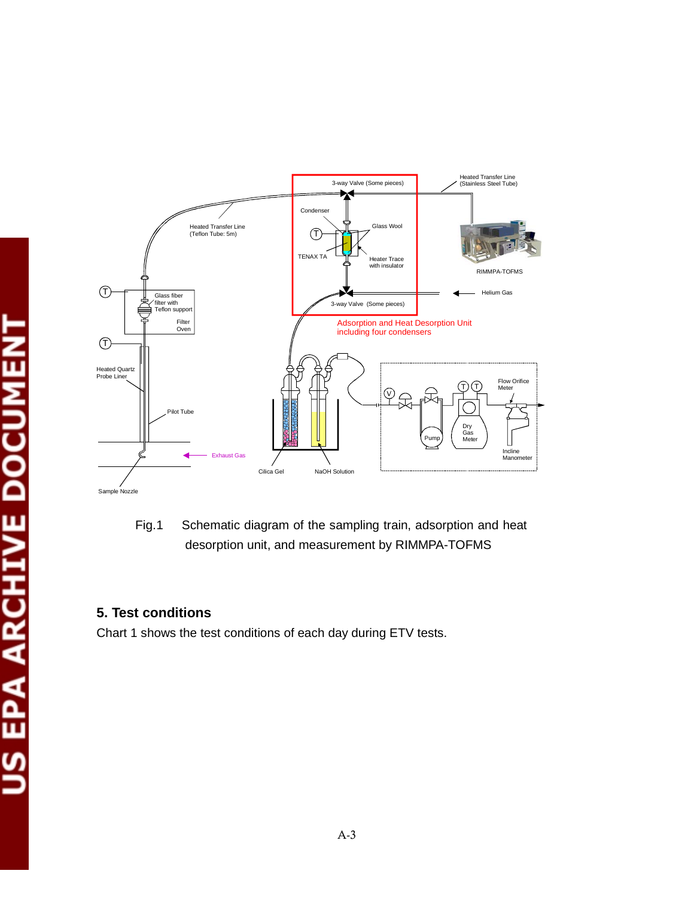Fig.1 Schematic diagram of the sampling train, adsorption and heat desorption unit, and measurement by RIMMPA-TOFMS

## 5. Test conditions

Chart 1 shows the test conditions of each day during ETV tests.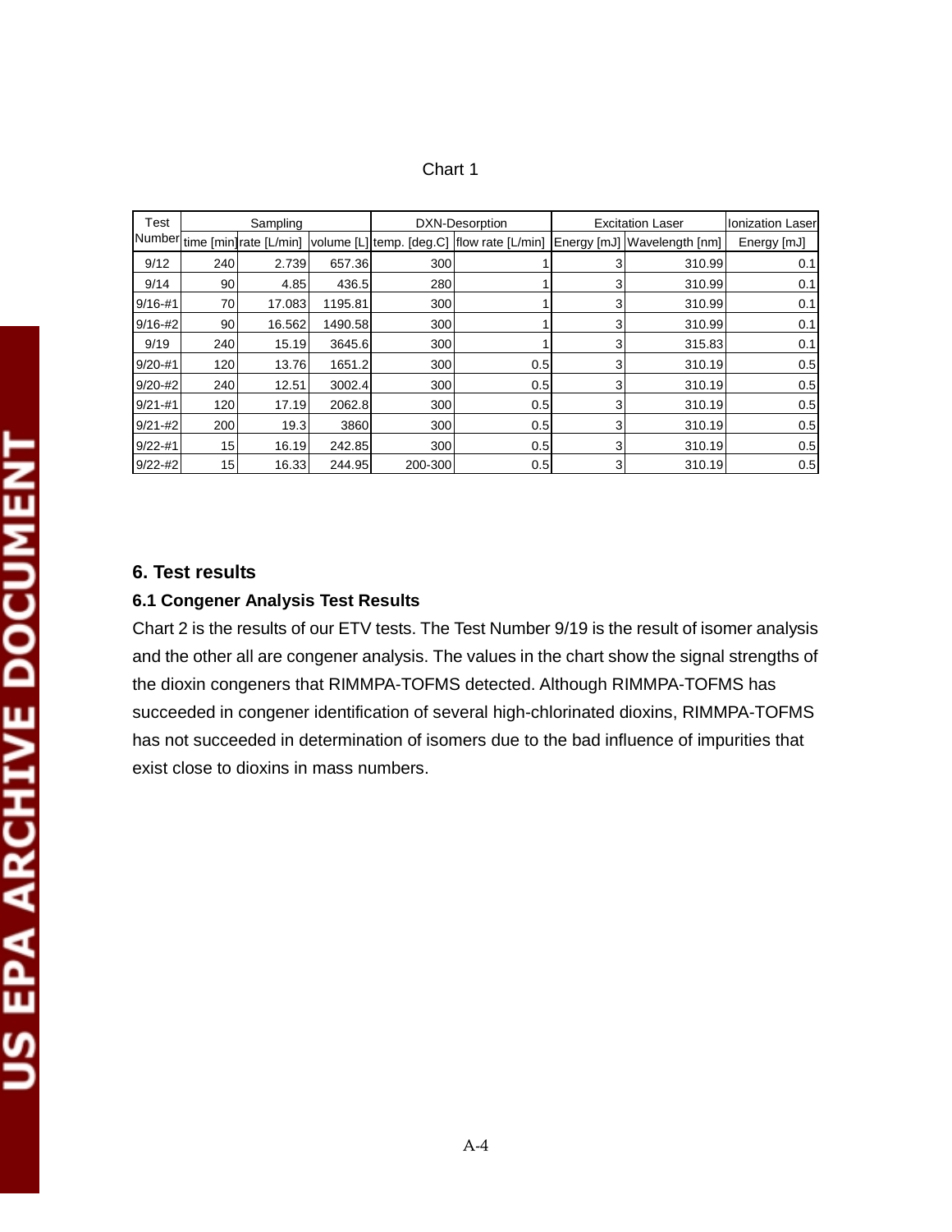Chart 1

| Test Number | Sampling | | | DXN-Desorption | | Excitation Laser | | Ionization Laser |
|---|---|---|---|---|---|---|---|---|
| | time [min] | rate [L/min] | volume [L] | temp. [deg.C] | flow rate [L/min] | Energy [mJ] | Wavelength [nm] | Energy [mJ] |
| 9/12 | 240 | 2.739 | 657.36 | 300 | 1 | 3 | 310.99 | 0.1 |
| 9/14 | 90 | 4.85 | 436.5 | 280 | 1 | 3 | 310.99 | 0.1 |
| 9/16-#1 | 70 | 17.083 | 1195.81 | 300 | 1 | 3 | 310.99 | 0.1 |
| 9/16-#2 | 90 | 16.562 | 1490.58 | 300 | 1 | 3 | 310.99 | 0.1 |
| 9/19 | 240 | 15.19 | 3645.6 | 300 | 1 | 3 | 315.83 | 0.1 |
| 9/20-#1 | 120 | 13.76 | 1651.2 | 300 | 0.5 | 3 | 310.19 | 0.5 |
| 9/20-#2 | 240 | 12.51 | 3002.4 | 300 | 0.5 | 3 | 310.19 | 0.5 |
| 9/21-#1 | 120 | 17.19 | 2062.8 | 300 | 0.5 | 3 | 310.19 | 0.5 |
| 9/21-#2 | 200 | 19.3 | 3860 | 300 | 0.5 | 3 | 310.19 | 0.5 |
| 9/22-#1 | 15 | 16.19 | 242.85 | 300 | 0.5 | 3 | 310.19 | 0.5 |
| 9/22-#2 | 15 | 16.33 | 244.95 | 200-300 | 0.5 | 3 | 310.19 | 0.5 |

## 6. Test results

### 6.1 Congener Analysis Test Results

Chart 2 is the results of our ETV tests. The Test Number 9/19 is the result of isomer analysis and the other all are congener analysis. The values in the chart show the signal strengths of the dioxin congeners that RIMMPA-TOFMS detected. Although RIMMPA-TOFMS has succeeded in congener identification of several high-chlorinated dioxins, RIMMPA-TOFMS has not succeeded in determination of isomers due to the bad influence of impurities that exist close to dioxins in mass numbers.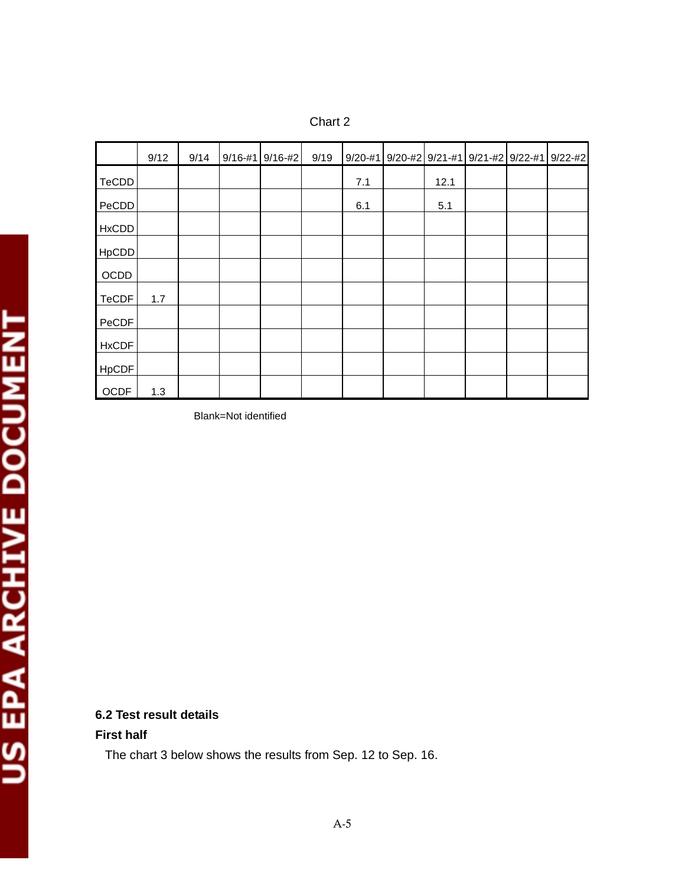Chart 2

| | 9/12 | 9/14 | 9/16-#1 | 9/16-#2 | 9/19 | 9/20-#1 | 9/20-#2 | 9/21-#1 | 9/21-#2 | 9/22-#1 | 9/22-#2 |
|---|---|---|---|---|---|---|---|---|---|---|---|
| TeCDD | | | | | | 7.1 | | 12.1 | | | |
| PeCDD | | | | | | 6.1 | | 5.1 | | | |
| HxCDD | | | | | | | | | | | |
| HpCDD | | | | | | | | | | | |
| OCDD | | | | | | | | | | | |
| TeCDF | 1.7 | | | | | | | | | | |
| PeCDF | | | | | | | | | | | |
| HxCDF | | | | | | | | | | | |
| HpCDF | | | | | | | | | | | |
| OCDF | 1.3 | | | | | | | | | | |

Blank=Not identified

**6.2 Test result details**

**First half**

The chart 3 below shows the results from Sep. 12 to Sep. 16.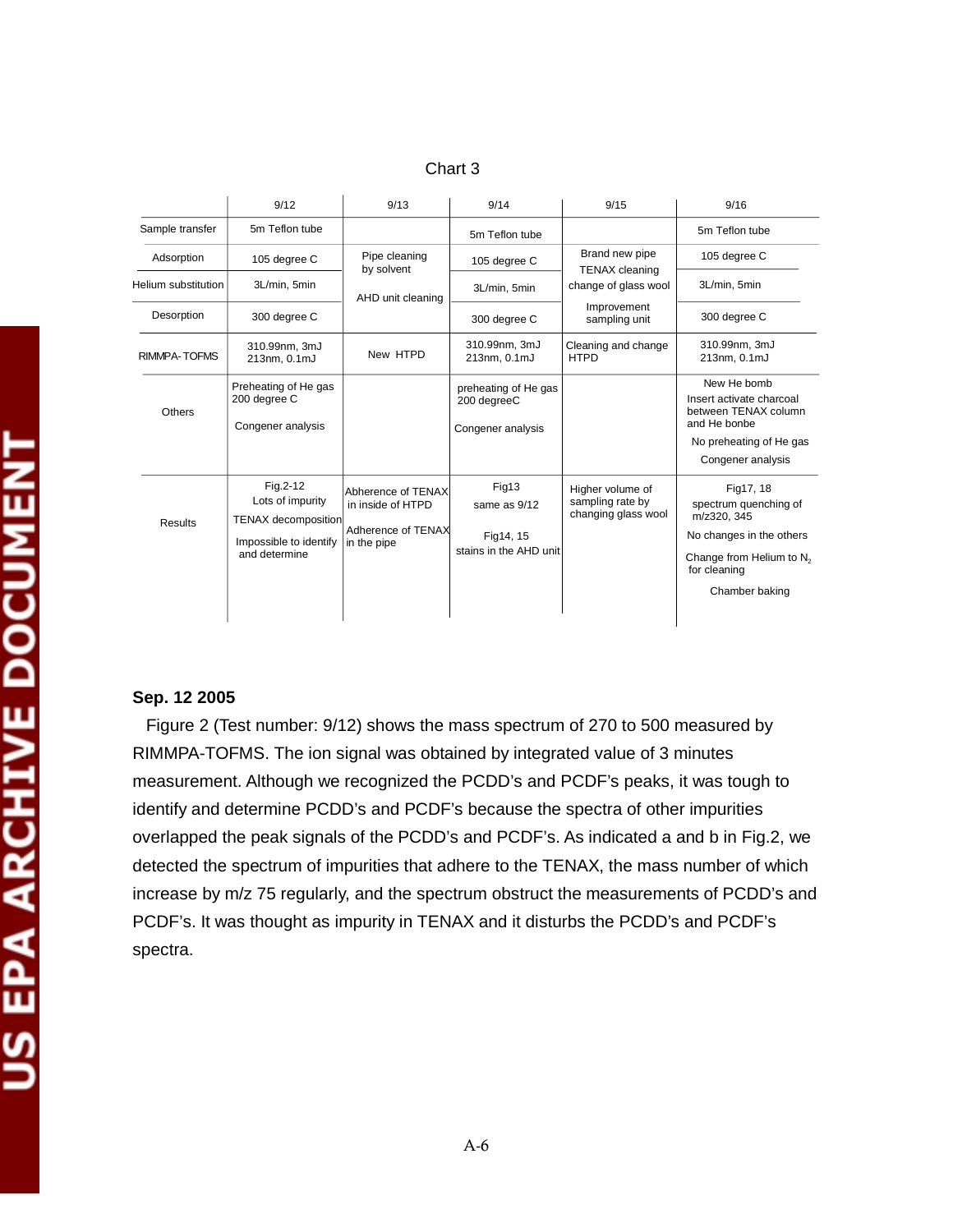Chart 3

| | 9/12 | 9/13 | 9/14 | 9/15 | 9/16 |
|---|---|---|---|---|---|
| Sample transfer | 5m Teflon tube | | 5m Teflon tube | | 5m Teflon tube |
| Adsorption | 105 degree C | Pipe cleaning by solvent<br>AHD unit cleaning | 105 degree C | Brand new pipe<br>TENAX cleaning<br>change of glass wool<br>Improvement sampling unit | 105 degree C |
| Helium substitution | 3L/min, 5min | | 3L/min, 5min | | 3L/min, 5min |
| Desorption | 300 degree C | | 300 degree C | | 300 degree C |
| RIMMPA- TOFMS | 310.99nm, 3mJ<br>213nm, 0.1mJ | New HTPD | 310.99nm, 3mJ<br>213nm, 0.1mJ | Cleaning and change HTPD | 310.99nm, 3mJ<br>213nm, 0.1mJ |
| Others | Preheating of He gas 200 degree C<br>Congener analysis | | preheating of He gas 200 degreeC<br>Congener analysis | | New He bomb<br>Insert activate charcoal between TENAX column and He bonbe<br>No preheating of He gas<br>Congener analysis |
| Results | Fig.2-12<br>Lots of impurity<br>TENAX decomposition<br>Impossible to identify and determine | Abherence of TENAX in inside of HTPD<br>Adherence of TENAX in the pipe | Fig13<br>same as 9/12<br>Fig14, 15<br>stains in the AHD unit | Higher volume of sampling rate by changing glass wool | Fig17, 18<br>spectrum quenching of m/z320, 345<br>No changes in the others<br>Change from Helium to $N_2$ for cleaning<br>Chamber baking |

**Sep. 12 2005**

Figure 2 (Test number: 9/12) shows the mass spectrum of 270 to 500 measured by RIMMPA-TOFMS. The ion signal was obtained by integrated value of 3 minutes measurement. Although we recognized the PCDD's and PCDF's peaks, it was tough to identify and determine PCDD's and PCDF's because the spectra of other impurities overlapped the peak signals of the PCDD's and PCDF's. As indicated a and b in Fig.2, we detected the spectrum of impurities that adhere to the TENAX, the mass number of which increase by m/z 75 regularly, and the spectrum obstruct the measurements of PCDD's and PCDF's. It was thought as impurity in TENAX and it disturbs the PCDD's and PCDF's spectra.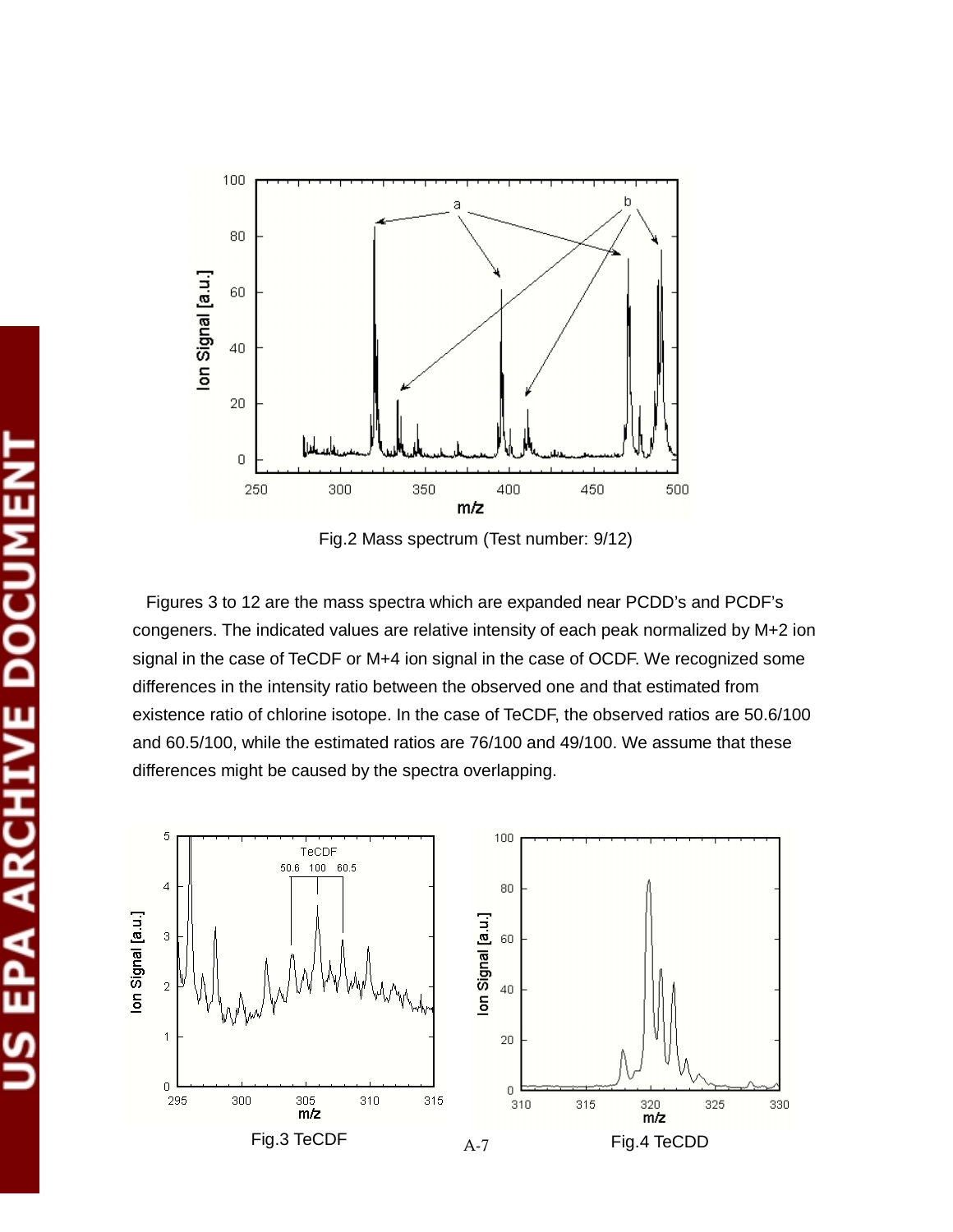Fig.2 Mass spectrum (Test number: 9/12)

Figures 3 to 12 are the mass spectra which are expanded near PCDD's and PCDF's congeners. The indicated values are relative intensity of each peak normalized by M+2 ion signal in the case of TeCDF or M+4 ion signal in the case of OCDF. We recognized some differences in the intensity ratio between the observed one and that estimated from existence ratio of chlorine isotope. In the case of TeCDF, the observed ratios are 50.6/100 and 60.5/100, while the estimated ratios are 76/100 and 49/100. We assume that these differences might be caused by the spectra overlapping.

Fig.3 TeCDF

Fig.4 TeCDD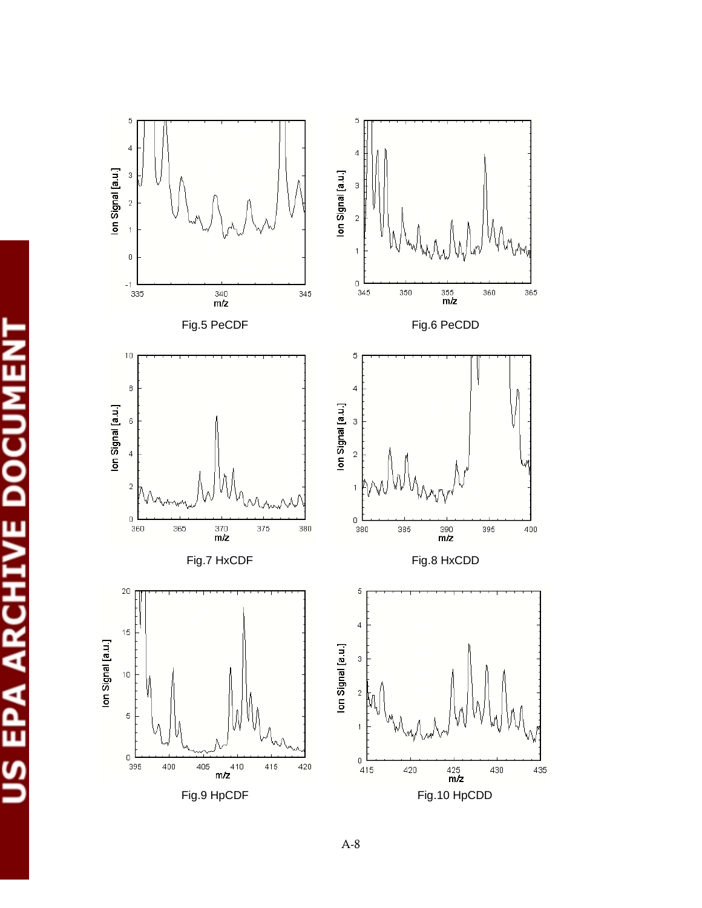Fig.5 PeCDF

Fig.6 PeCDD

Fig.7 HxCDF

Fig.8 HxCDD

Fig.9 HpCDF

Fig.10 HpCDD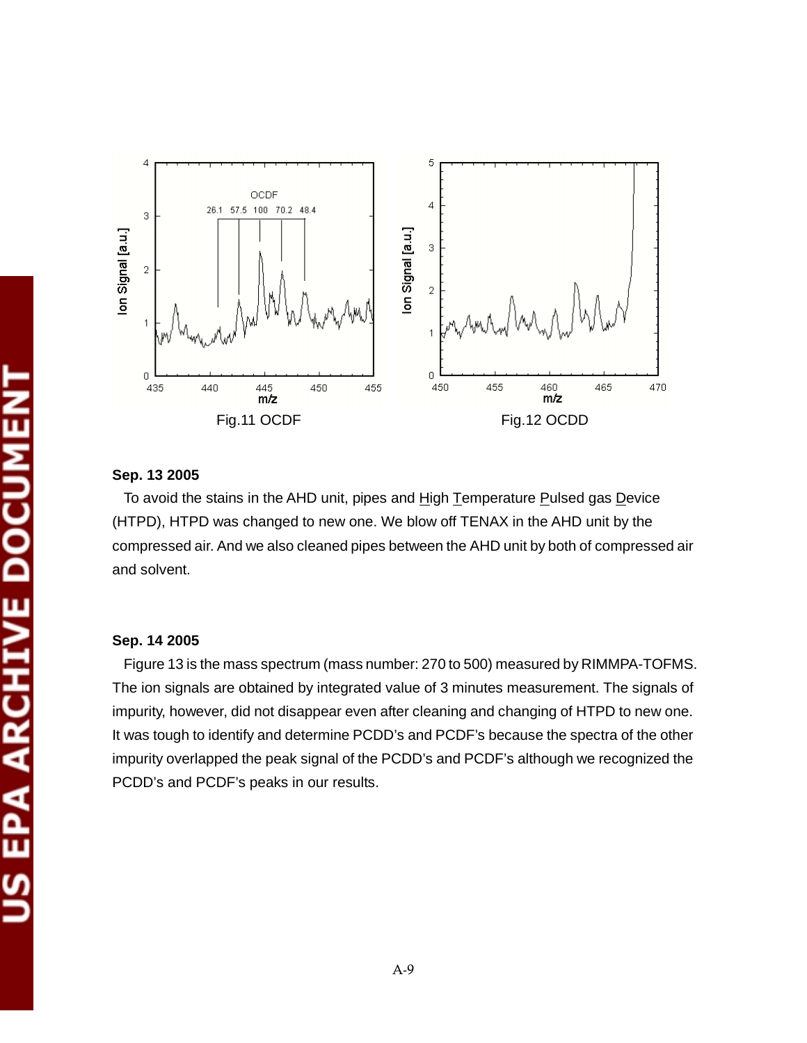Fig.11 OCDF

Fig.12 OCDD

**Sep. 13 2005**

To avoid the stains in the AHD unit, pipes and High Temperature Pulsed gas Device (HTPD), HTPD was changed to new one. We blow off TENAX in the AHD unit by the compressed air. And we also cleaned pipes between the AHD unit by both of compressed air and solvent.

**Sep. 14 2005**

Figure 13 is the mass spectrum (mass number: 270 to 500) measured by RIMMPA-TOFMS. The ion signals are obtained by integrated value of 3 minutes measurement. The signals of impurity, however, did not disappear even after cleaning and changing of HTPD to new one. It was tough to identify and determine PCDD's and PCDF's because the spectra of the other impurity overlapped the peak signal of the PCDD's and PCDF's although we recognized the PCDD's and PCDF's peaks in our results.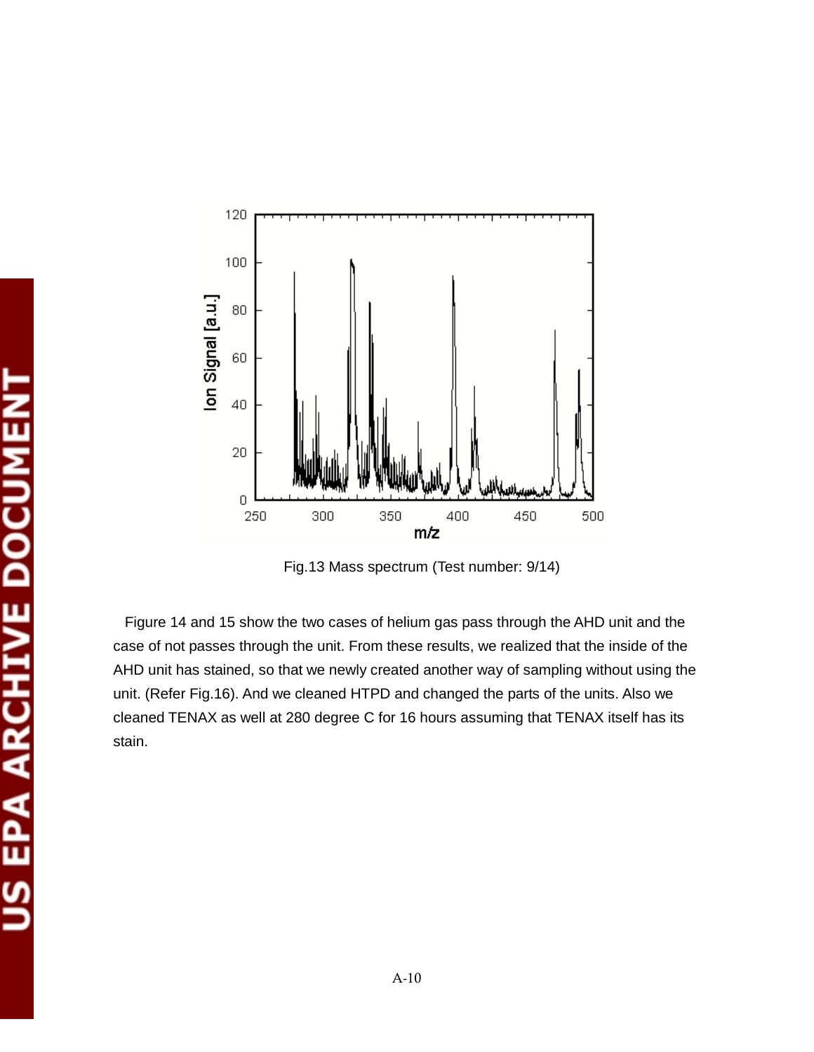Fig.13 Mass spectrum (Test number: 9/14)

Figure 14 and 15 show the two cases of helium gas pass through the AHD unit and the case of not passes through the unit. From these results, we realized that the inside of the AHD unit has stained, so that we newly created another way of sampling without using the unit. (Refer Fig.16). And we cleaned HTPD and changed the parts of the units. Also we cleaned TENAX as well at 280 degree C for 16 hours assuming that TENAX itself has its stain.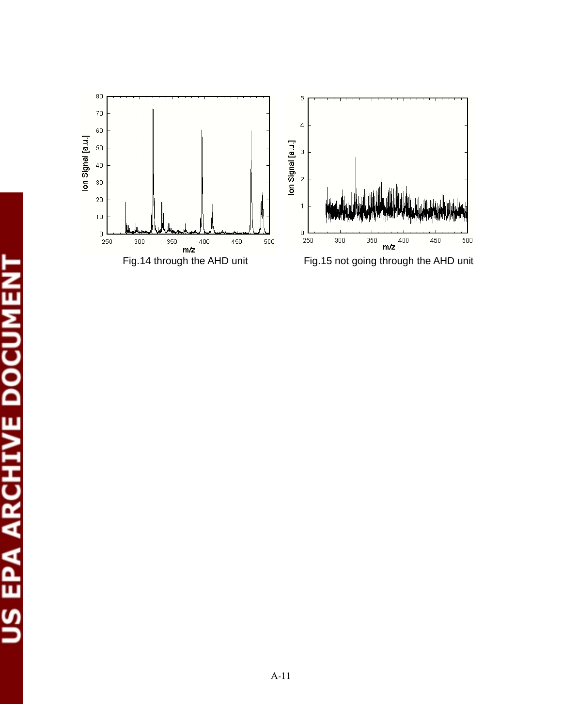Fig.14 through the AHD unit

Fig.15 not going through the AHD unit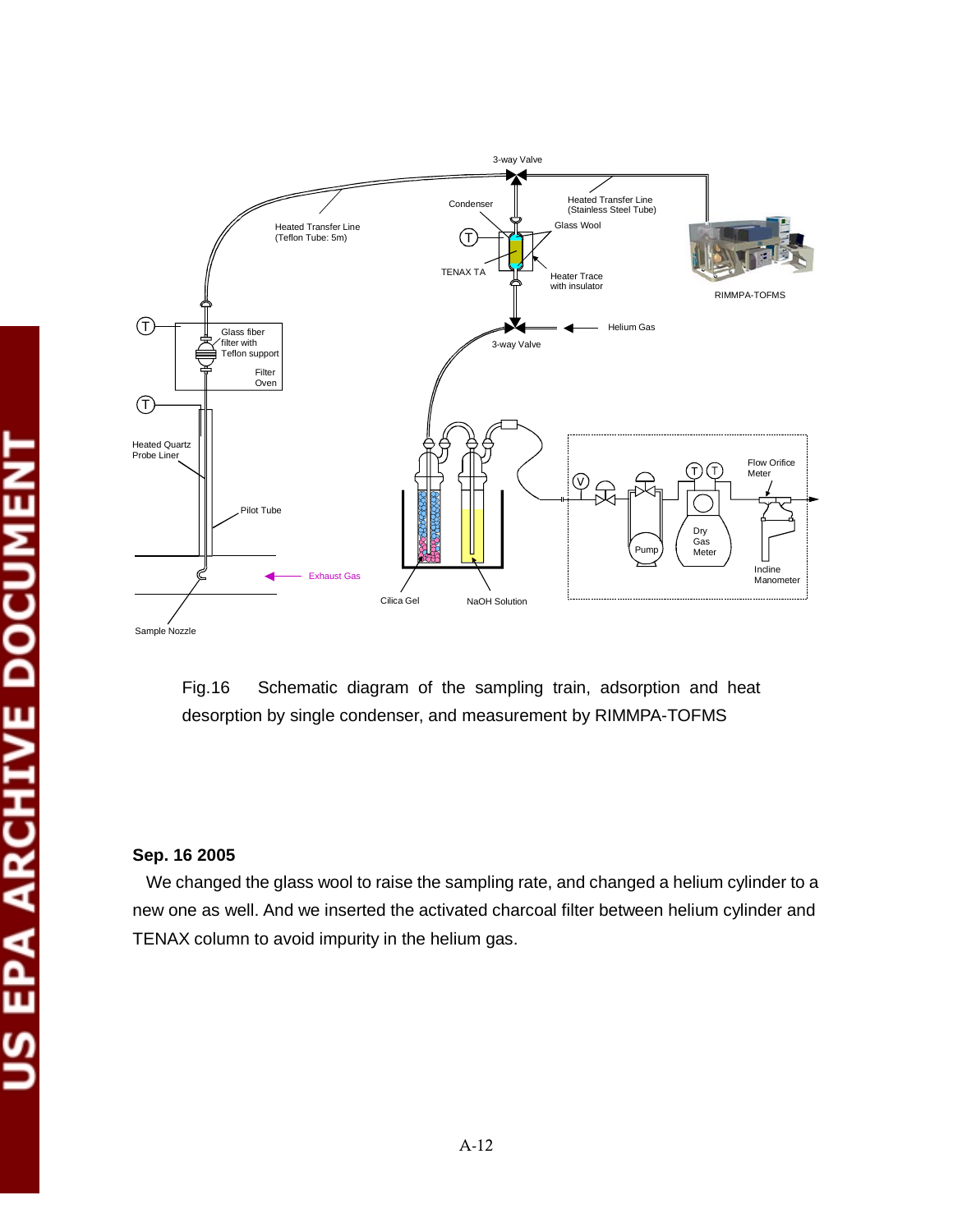Fig.16 Schematic diagram of the sampling train, adsorption and heat desorption by single condenser, and measurement by RIMMPA-TOFMS

**Sep. 16 2005**

We changed the glass wool to raise the sampling rate, and changed a helium cylinder to a new one as well. And we inserted the activated charcoal filter between helium cylinder and TENAX column to avoid impurity in the helium gas.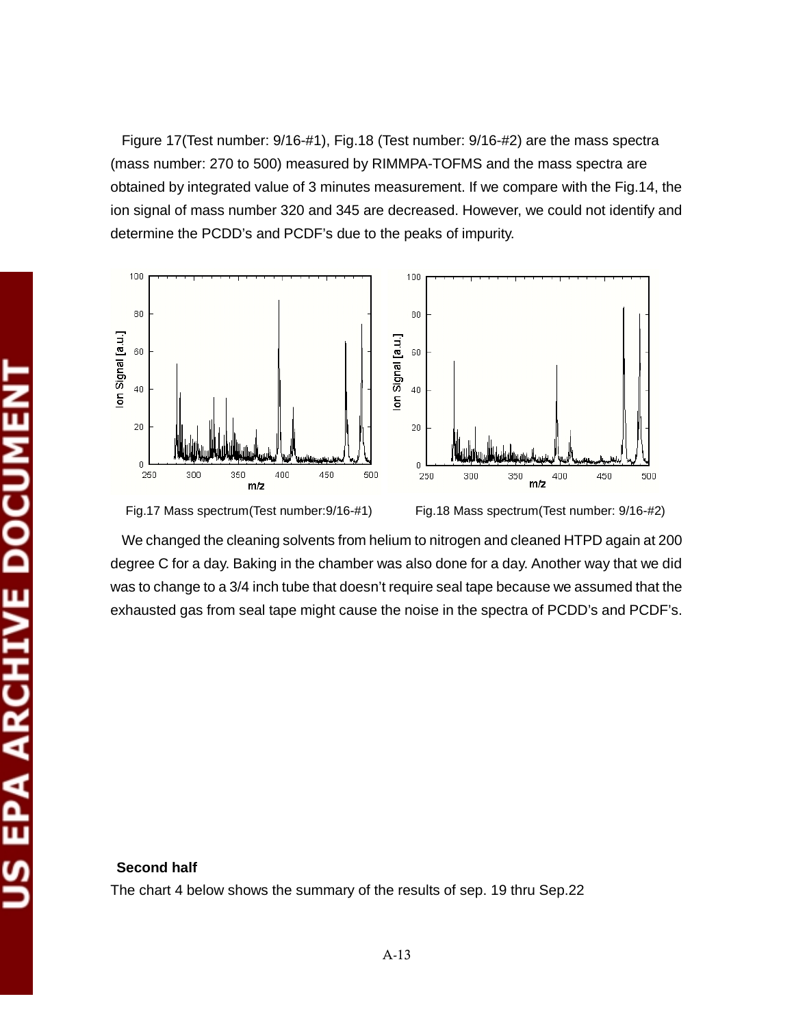Figure 17(Test number: 9/16-#1), Fig.18 (Test number: 9/16-#2) are the mass spectra (mass number: 270 to 500) measured by RIMMPA-TOFMS and the mass spectra are obtained by integrated value of 3 minutes measurement. If we compare with the Fig.14, the ion signal of mass number 320 and 345 are decreased. However, we could not identify and determine the PCDD's and PCDF's due to the peaks of impurity.

Fig.17 Mass spectrum(Test number:9/16-#1)

Fig.18 Mass spectrum(Test number: 9/16-#2)

We changed the cleaning solvents from helium to nitrogen and cleaned HTPD again at 200 degree C for a day. Baking in the chamber was also done for a day. Another way that we did was to change to a 3/4 inch tube that doesn't require seal tape because we assumed that the exhausted gas from seal tape might cause the noise in the spectra of PCDD's and PCDF's.

**Second half**

The chart 4 below shows the summary of the results of sep. 19 thru Sep.22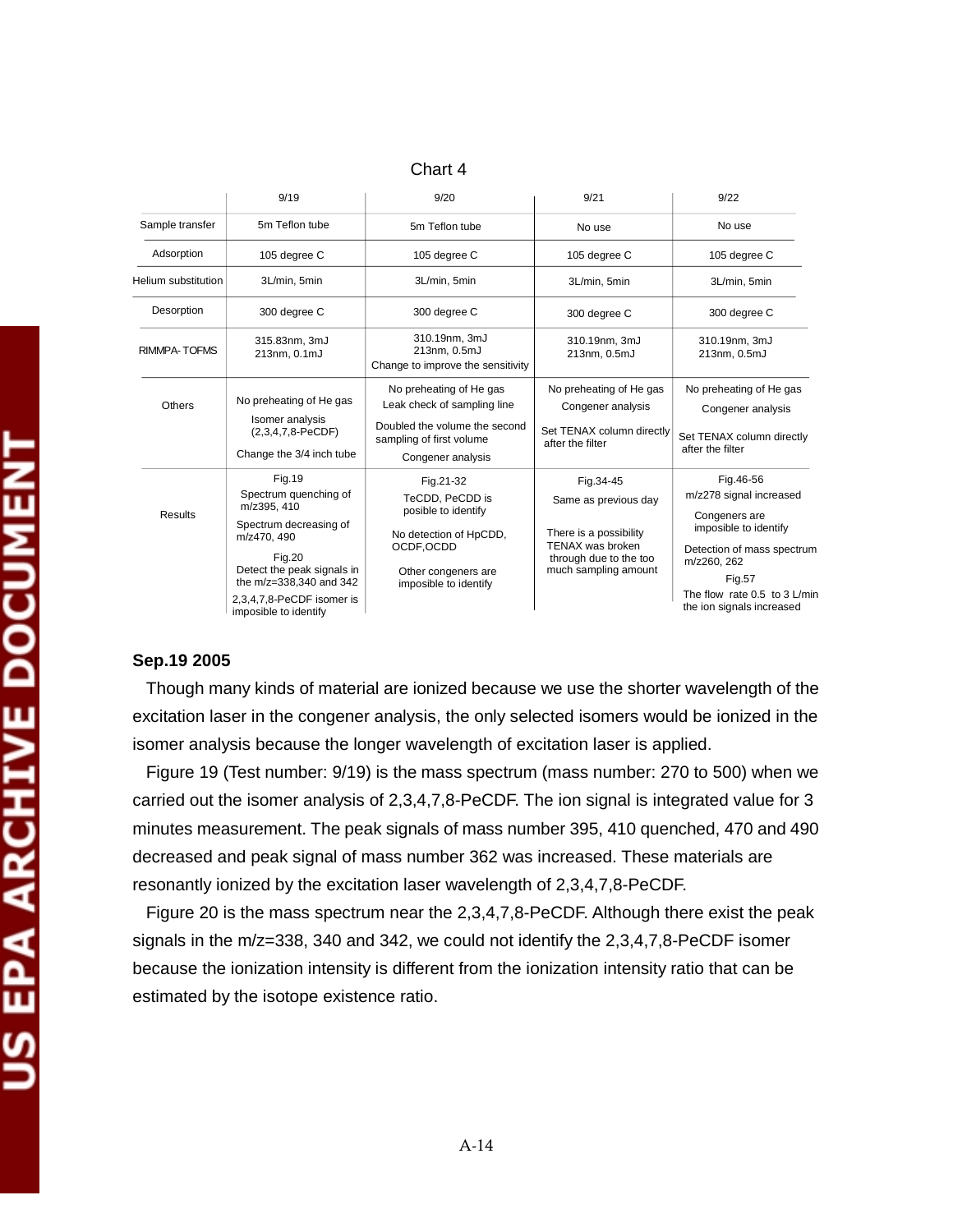Chart 4

| | 9/19 | 9/20 | 9/21 | 9/22 |
|---|---|---|---|---|
| Sample transfer | 5m Teflon tube | 5m Teflon tube | No use | No use |
| Adsorption | 105 degree C | 105 degree C | 105 degree C | 105 degree C |
| Helium substitution | 3L/min, 5min | 3L/min, 5min | 3L/min, 5min | 3L/min, 5min |
| Desorption | 300 degree C | 300 degree C | 300 degree C | 300 degree C |
| RIMMPA- TOFMS | 315.83nm, 3mJ 213nm, 0.1mJ | 310.19nm, 3mJ 213nm, 0.5mJ Change to improve the sensitivity | 310.19nm, 3mJ 213nm, 0.5mJ | 310.19nm, 3mJ 213nm, 0.5mJ |
| Others | No preheating of He gas Isomer analysis (2,3,4,7,8-PeCDF) Change the 3/4 inch tube | No preheating of He gas Leak check of sampling line Doubled the volume the second sampling of first volume Congener analysis | No preheating of He gas Congener analysis Set TENAX column directly after the filter | No preheating of He gas Congener analysis Set TENAX column directly after the filter |
| Results | Fig.19 Spectrum quenching of m/z395, 410 Spectrum decreasing of m/z470, 490 Fig.20 Detect the peak signals in the m/z=338,340 and 342 2,3,4,7,8-PeCDF isomer is impossible to identify | Fig.21-32 TeCDD, PeCDD is posible to identify No detection of HpCDD, OCDF,OCDD Other congeners are impossible to identify | Fig.34-45 Same as previous day There is a possibility TENAX was broken through due to the too much sampling amount | Fig.46-56 m/z278 signal increased Congeners are impossible to identify Detection of mass spectrum m/z260, 262 Fig.57 The flow rate 0.5 to 3 L/min the ion signals increased |

**Sep.19 2005**

Though many kinds of material are ionized because we use the shorter wavelength of the excitation laser in the congener analysis, the only selected isomers would be ionized in the isomer analysis because the longer wavelength of excitation laser is applied.

Figure 19 (Test number: 9/19) is the mass spectrum (mass number: 270 to 500) when we carried out the isomer analysis of 2,3,4,7,8-PeCDF. The ion signal is integrated value for 3 minutes measurement. The peak signals of mass number 395, 410 quenched, 470 and 490 decreased and peak signal of mass number 362 was increased. These materials are resonantly ionized by the excitation laser wavelength of 2,3,4,7,8-PeCDF.

Figure 20 is the mass spectrum near the 2,3,4,7,8-PeCDF. Although there exist the peak signals in the m/z=338, 340 and 342, we could not identify the 2,3,4,7,8-PeCDF isomer because the ionization intensity is different from the ionization intensity ratio that can be estimated by the isotope existence ratio.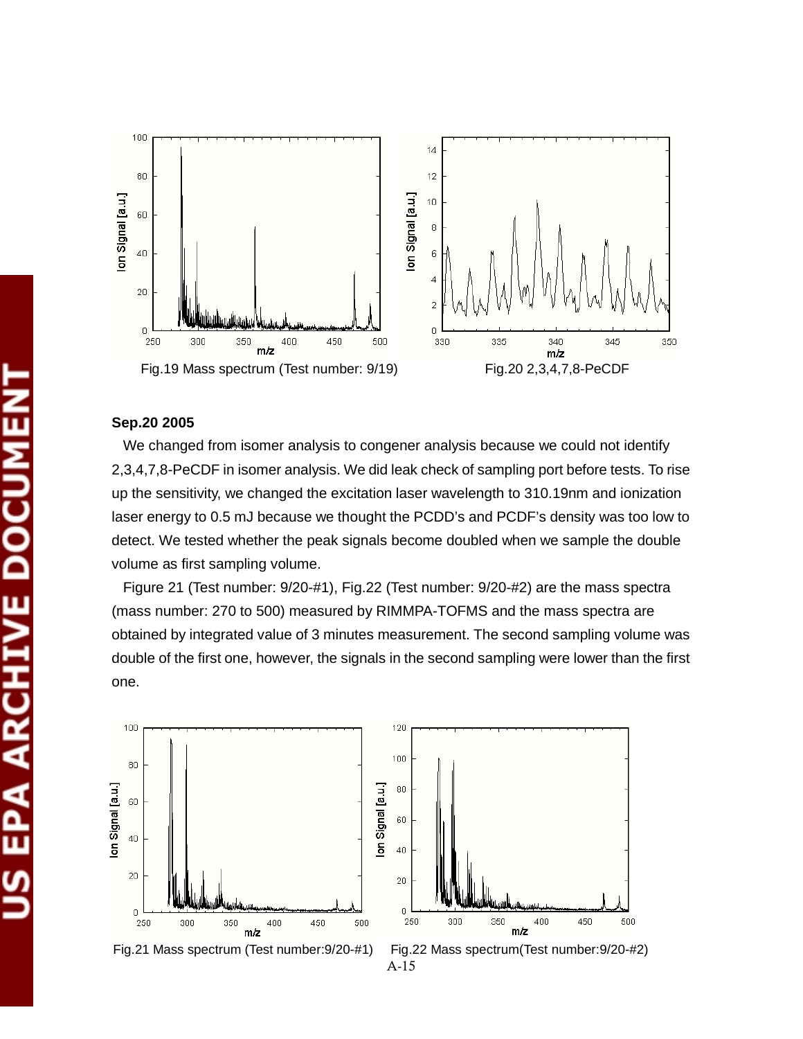Fig.19 Mass spectrum (Test number: 9/19)

Fig.20 2,3,4,7,8-PeCDF

**Sep.20 2005**

We changed from isomer analysis to congener analysis because we could not identify 2,3,4,7,8-PeCDF in isomer analysis. We did leak check of sampling port before tests. To rise up the sensitivity, we changed the excitation laser wavelength to 310.19nm and ionization laser energy to 0.5 mJ because we thought the PCDD's and PCDF's density was too low to detect. We tested whether the peak signals become doubled when we sample the double volume as first sampling volume.

Figure 21 (Test number: 9/20-#1), Fig.22 (Test number: 9/20-#2) are the mass spectra (mass number: 270 to 500) measured by RIMMPA-TOFMS and the mass spectra are obtained by integrated value of 3 minutes measurement. The second sampling volume was double of the first one, however, the signals in the second sampling were lower than the first one.

Fig.21 Mass spectrum (Test number:9/20-#1)

Fig.22 Mass spectrum(Test number:9/20-#2)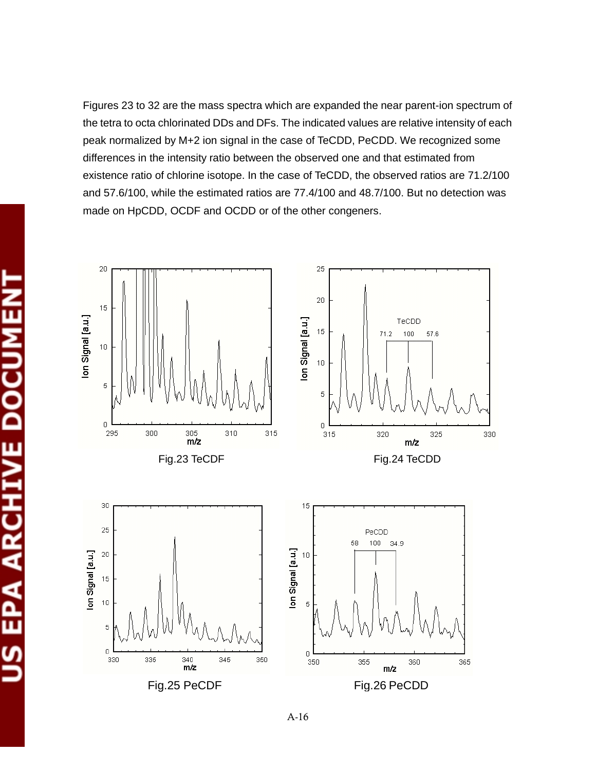Figures 23 to 32 are the mass spectra which are expanded the near parent-ion spectrum of the tetra to octa chlorinated DDs and DFs. The indicated values are relative intensity of each peak normalized by M+2 ion signal in the case of TeCDD, PeCDD. We recognized some differences in the intensity ratio between the observed one and that estimated from existence ratio of chlorine isotope. In the case of TeCDD, the observed ratios are 71.2/100 and 57.6/100, while the estimated ratios are 77.4/100 and 48.7/100. But no detection was made on HpCDD, OCDF and OCDD or of the other congeners.

Fig.23 TeCDF

Fig.24 TeCDD

Fig.25 PeCDF

Fig.26 PeCDD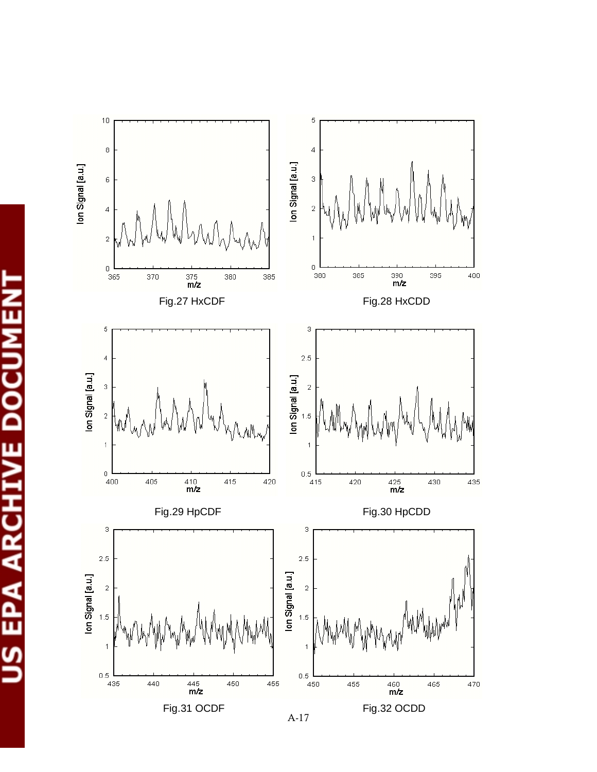Fig.27 HxCDF

Fig.28 HxCDD

Fig.29 HpCDF

Fig.30 HpCDD

Fig.31 OCDF

Fig.32 OCDD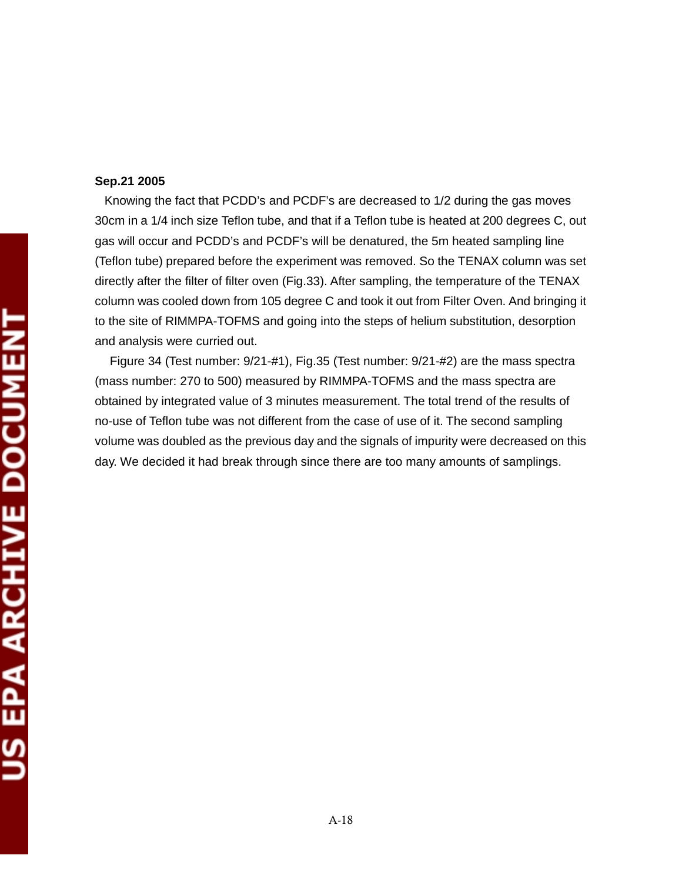**Sep.21 2005**

Knowing the fact that PCDD's and PCDF's are decreased to 1/2 during the gas moves 30cm in a 1/4 inch size Teflon tube, and that if a Teflon tube is heated at 200 degrees C, out gas will occur and PCDD's and PCDF's will be denatured, the 5m heated sampling line (Teflon tube) prepared before the experiment was removed. So the TENAX column was set directly after the filter of filter oven (Fig.33). After sampling, the temperature of the TENAX column was cooled down from 105 degree C and took it out from Filter Oven. And bringing it to the site of RIMMPA-TOFMS and going into the steps of helium substitution, desorption and analysis were curried out.

Figure 34 (Test number: 9/21-#1), Fig.35 (Test number: 9/21-#2) are the mass spectra (mass number: 270 to 500) measured by RIMMPA-TOFMS and the mass spectra are obtained by integrated value of 3 minutes measurement. The total trend of the results of no-use of Teflon tube was not different from the case of use of it. The second sampling volume was doubled as the previous day and the signals of impurity were decreased on this day. We decided it had break through since there are too many amounts of samplings.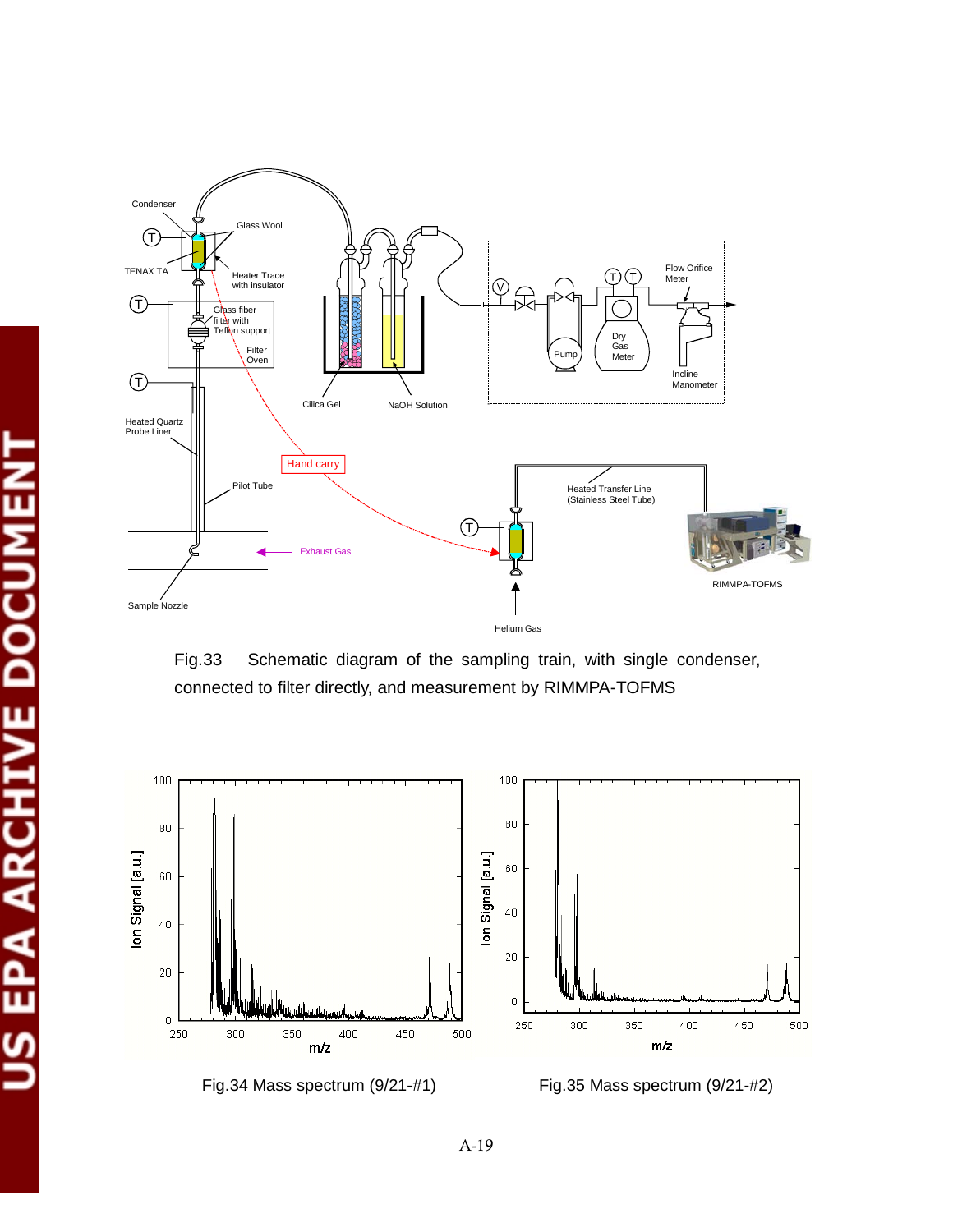Fig.33 Schematic diagram of the sampling train, with single condenser, connected to filter directly, and measurement by RIMMPA-TOFMS

Fig.34 Mass spectrum (9/21-#1)

Fig.35 Mass spectrum (9/21-#2)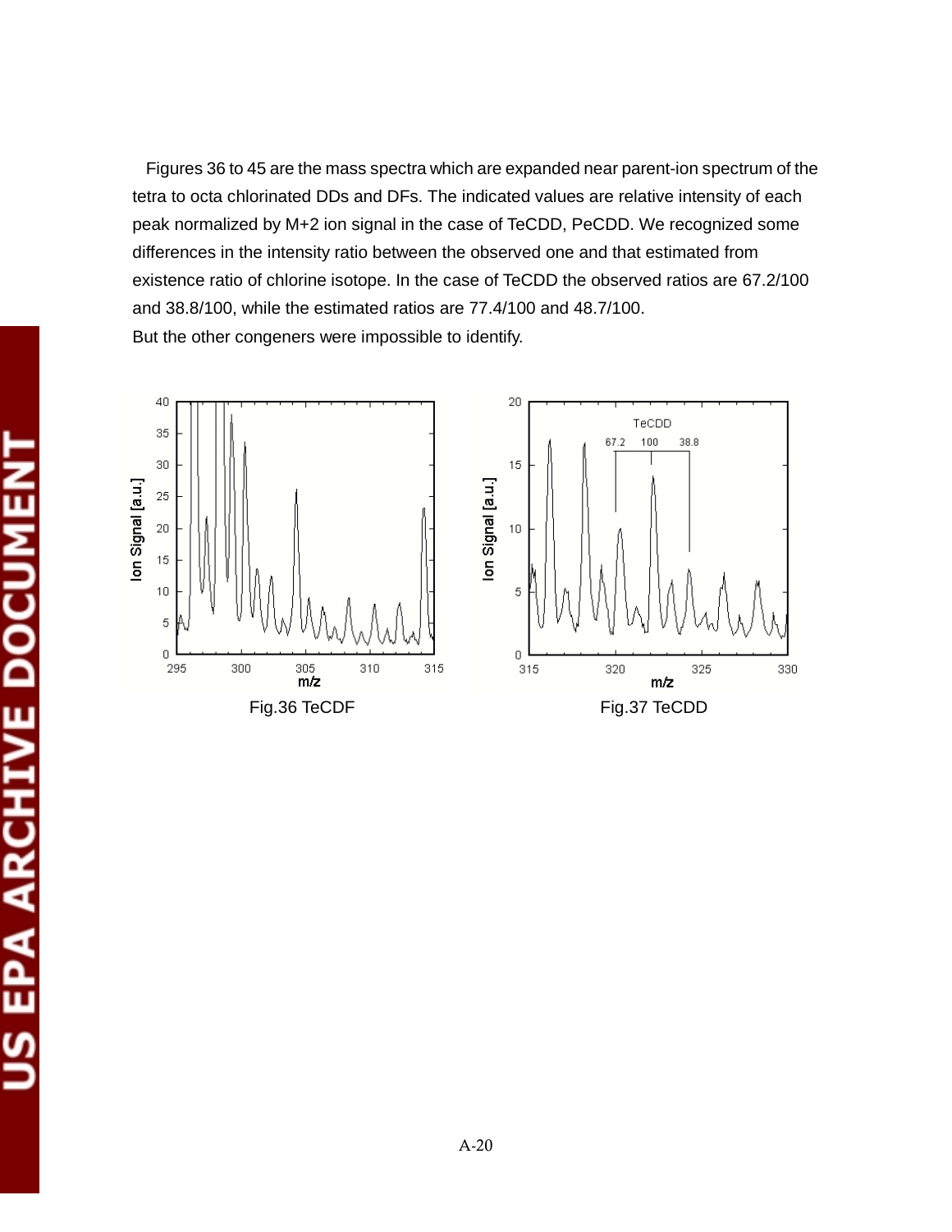Figures 36 to 45 are the mass spectra which are expanded near parent-ion spectrum of the tetra to octa chlorinated DDs and DFs. The indicated values are relative intensity of each peak normalized by M+2 ion signal in the case of TeCDD, PeCDD. We recognized some differences in the intensity ratio between the observed one and that estimated from existence ratio of chlorine isotope. In the case of TeCDD the observed ratios are 67.2/100 and 38.8/100, while the estimated ratios are 77.4/100 and 48.7/100.
But the other congeners were impossible to identify.

Fig.36 TeCDF

Fig.37 TeCDD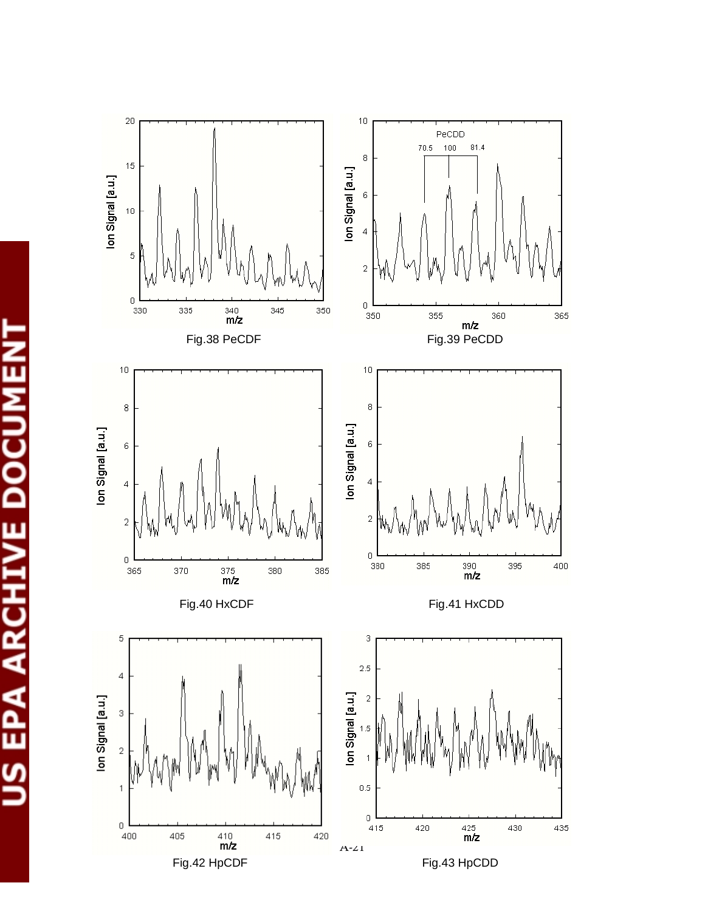Fig.38 PeCDF

Fig.39 PeCDD

Fig.40 HxCDF

Fig.41 HxCDD

Fig.42 HpCDF

Fig.43 HpCDD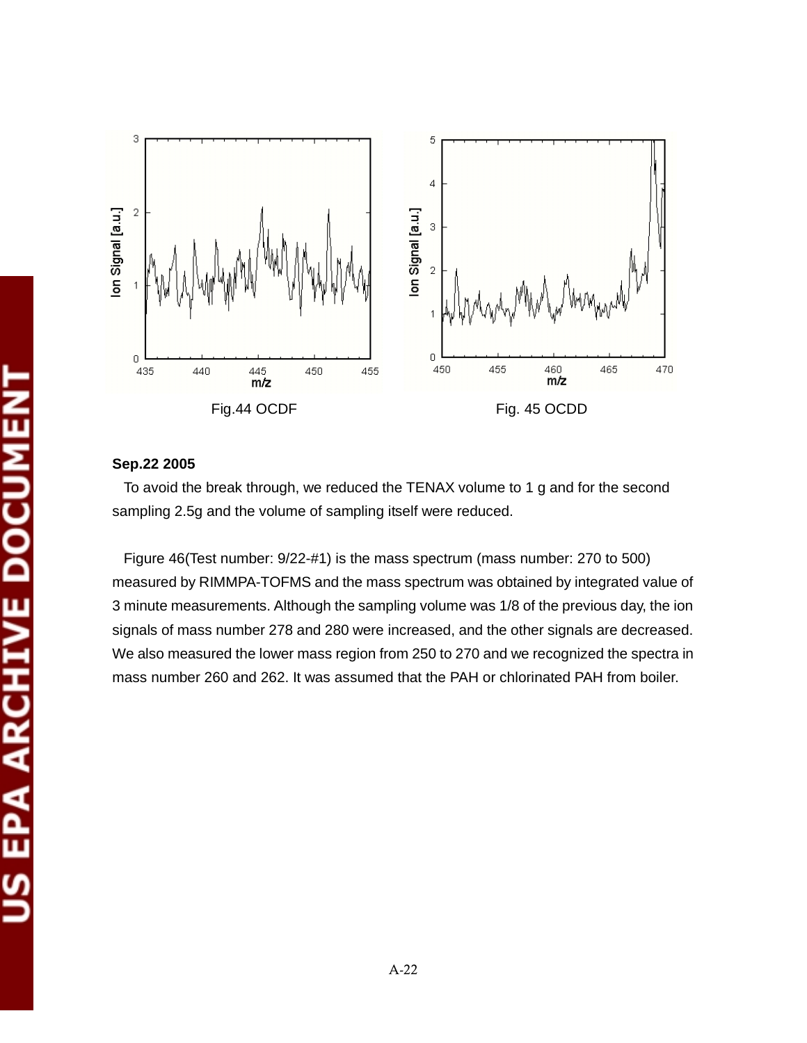Fig.44 OCDF

Fig. 45 OCDD

**Sep.22 2005**

To avoid the break through, we reduced the TENAX volume to 1 g and for the second sampling 2.5g and the volume of sampling itself were reduced.

Figure 46(Test number: 9/22-#1) is the mass spectrum (mass number: 270 to 500) measured by RIMMPA-TOFMS and the mass spectrum was obtained by integrated value of 3 minute measurements. Although the sampling volume was 1/8 of the previous day, the ion signals of mass number 278 and 280 were increased, and the other signals are decreased. We also measured the lower mass region from 250 to 270 and we recognized the spectra in mass number 260 and 262. It was assumed that the PAH or chlorinated PAH from boiler.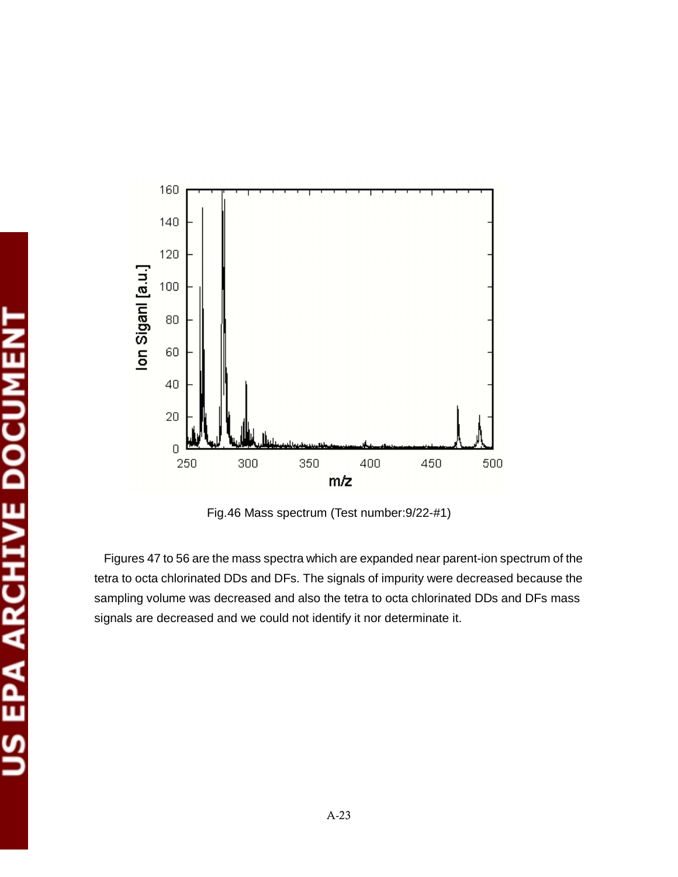Fig.46 Mass spectrum (Test number:9/22-#1)

Figures 47 to 56 are the mass spectra which are expanded near parent-ion spectrum of the tetra to octa chlorinated DDs and DFs. The signals of impurity were decreased because the sampling volume was decreased and also the tetra to octa chlorinated DDs and DFs mass signals are decreased and we could not identify it nor determinate it.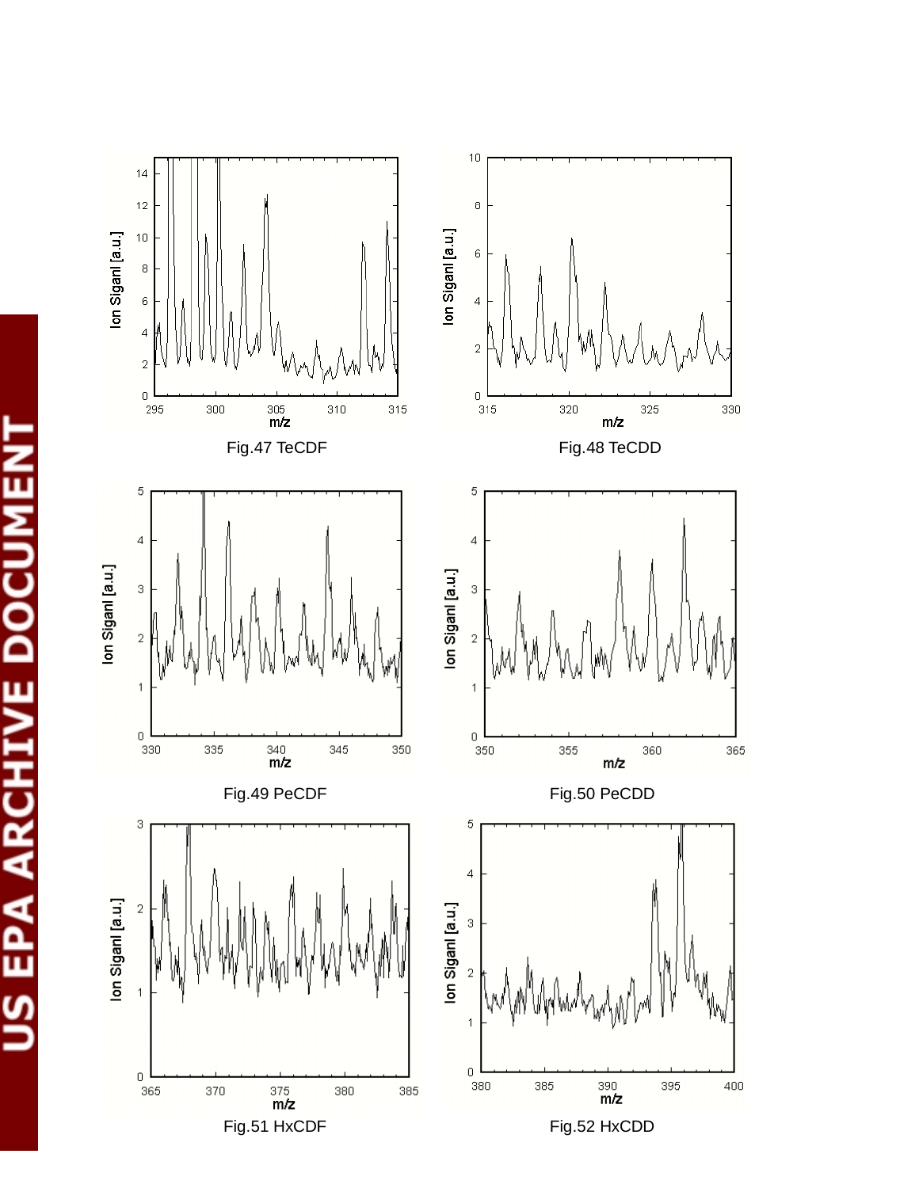Fig.47 TeCDF

Fig.48 TeCDD

Fig.49 PeCDF

Fig.50 PeCDD

Fig.51 HxCDF

Fig.52 HxCDD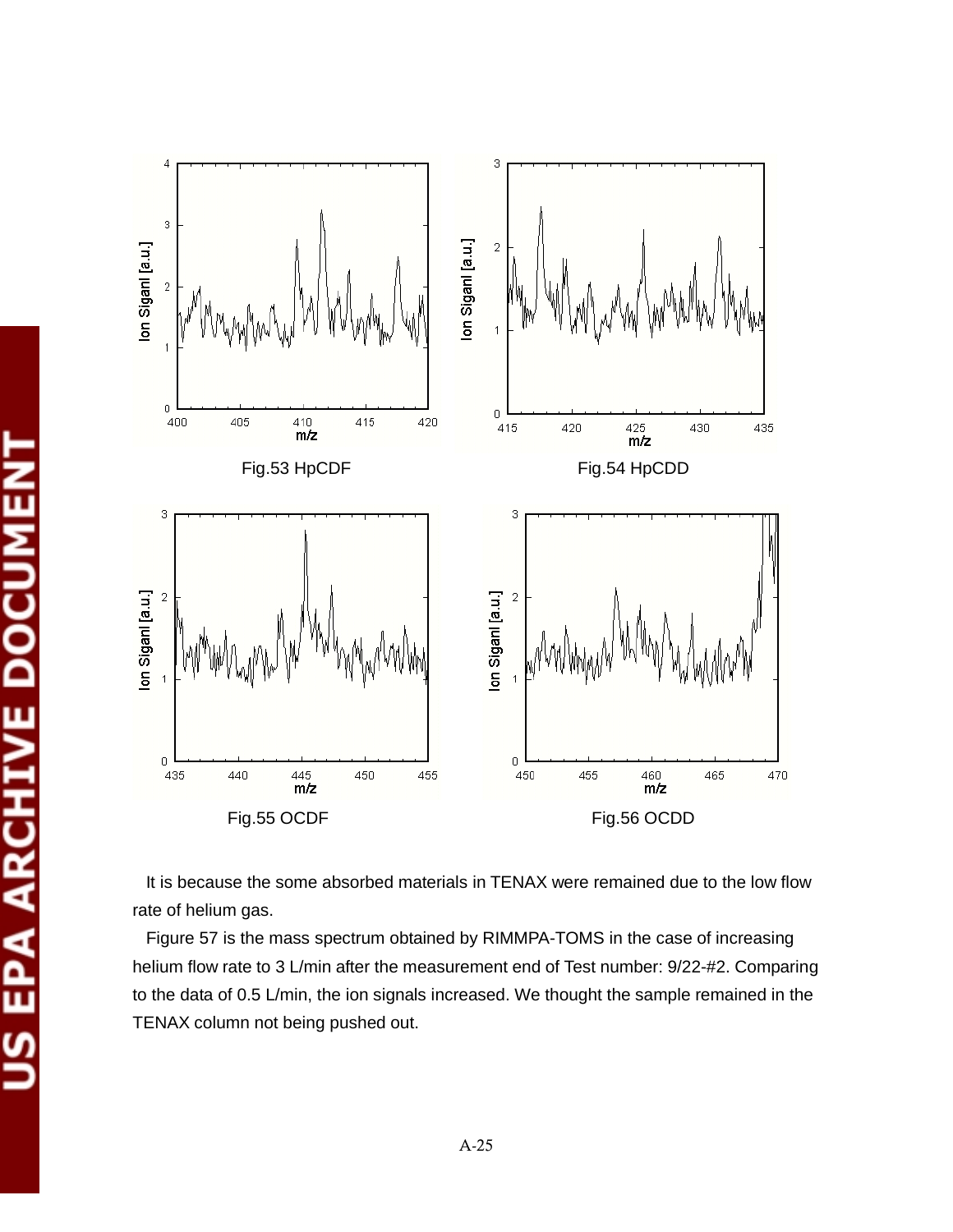Fig.53 HpCDF

Fig.54 HpCDD

Fig.55 OCDF

Fig.56 OCDD

It is because the some absorbed materials in TENAX were remained due to the low flow rate of helium gas.

Figure 57 is the mass spectrum obtained by RIMMPA-TOMS in the case of increasing helium flow rate to 3 L/min after the measurement end of Test number: 9/22-#2. Comparing to the data of 0.5 L/min, the ion signals increased. We thought the sample remained in the TENAX column not being pushed out.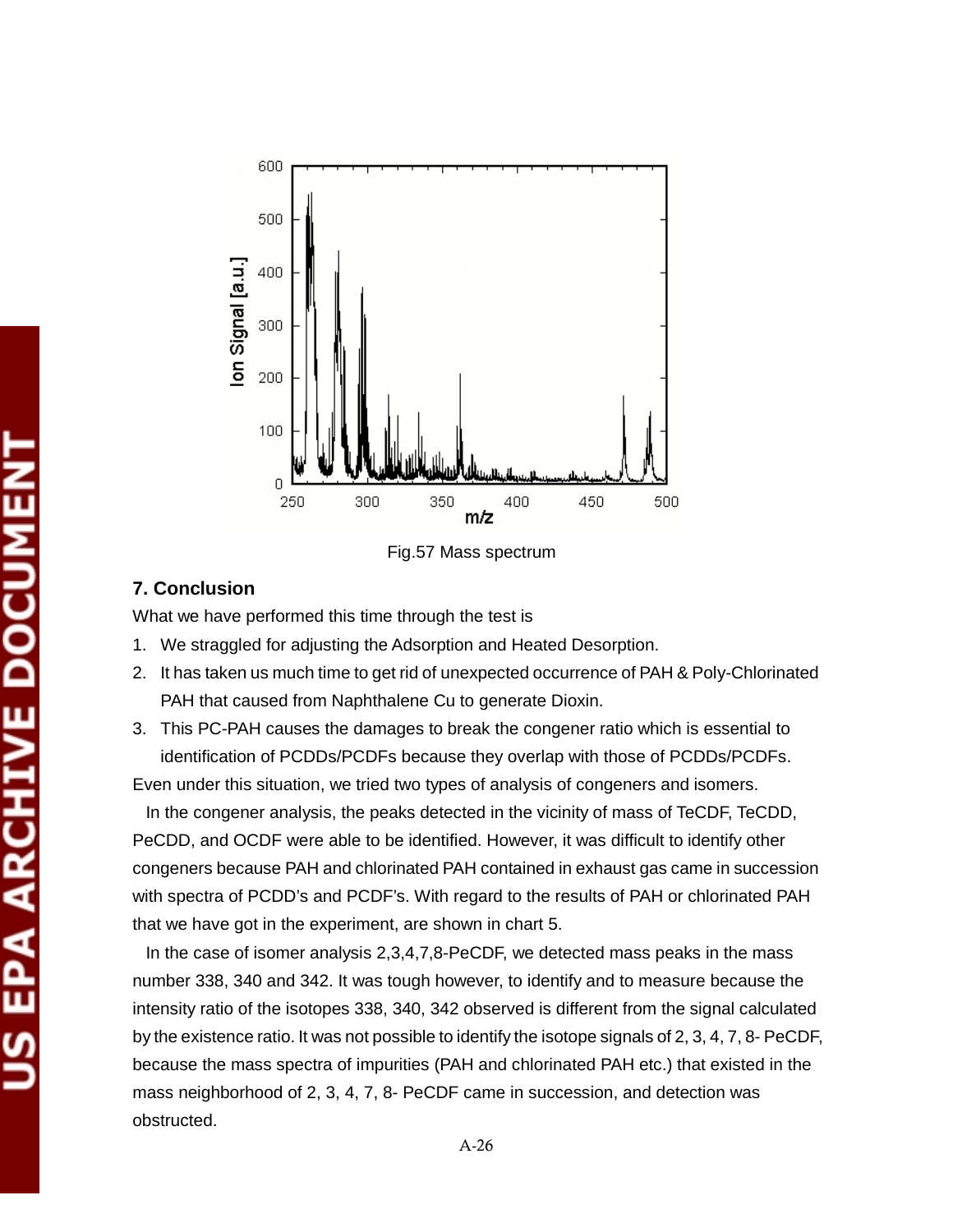Fig.57 Mass spectrum

## 7. Conclusion

What we have performed this time through the test is

1. We straggled for adjusting the Adsorption and Heated Desorption.
2. It has taken us much time to get rid of unexpected occurrence of PAH & Poly-Chlorinated PAH that caused from Naphthalene Cu to generate Dioxin.
3. This PC-PAH causes the damages to break the congener ratio which is essential to identification of PCDDs/PCDFs because they overlap with those of PCDDs/PCDFs.

Even under this situation, we tried two types of analysis of congeners and isomers.

In the congener analysis, the peaks detected in the vicinity of mass of TeCDF, TeCDD, PeCDD, and OCDF were able to be identified. However, it was difficult to identify other congeners because PAH and chlorinated PAH contained in exhaust gas came in succession with spectra of PCDD's and PCDF's. With regard to the results of PAH or chlorinated PAH that we have got in the experiment, are shown in chart 5.

In the case of isomer analysis 2,3,4,7,8-PeCDF, we detected mass peaks in the mass number 338, 340 and 342. It was tough however, to identify and to measure because the intensity ratio of the isotopes 338, 340, 342 observed is different from the signal calculated by the existence ratio. It was not possible to identify the isotope signals of 2, 3, 4, 7, 8- PeCDF, because the mass spectra of impurities (PAH and chlorinated PAH etc.) that existed in the mass neighborhood of 2, 3, 4, 7, 8- PeCDF came in succession, and detection was obstructed.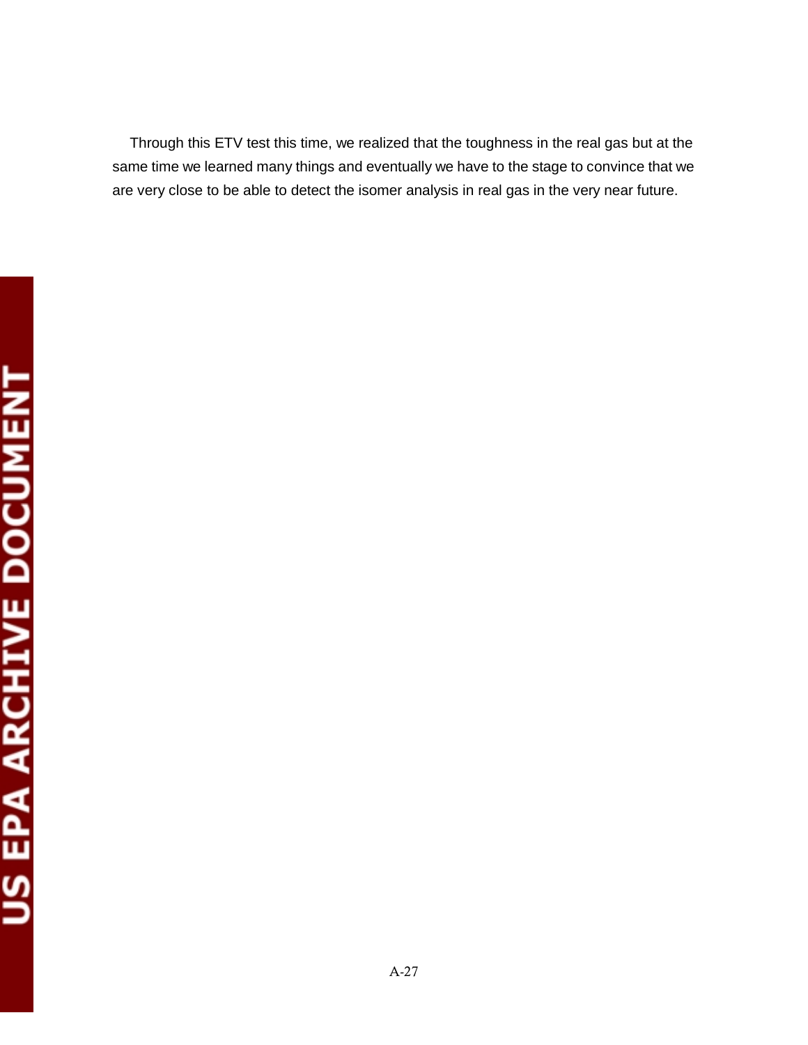Through this ETV test this time, we realized that the toughness in the real gas but at the same time we learned many things and eventually we have to the stage to convince that we are very close to be able to detect the isomer analysis in real gas in the very near future.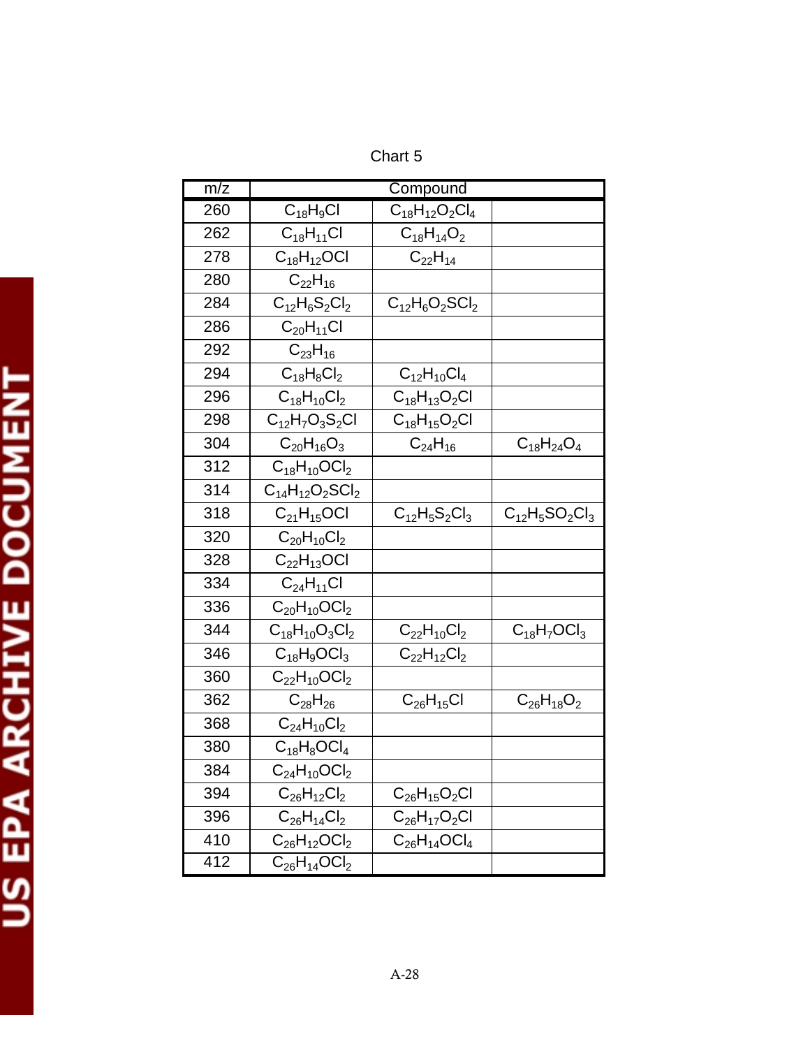Chart 5

| m/z | Compound | | |
|---|---|---|---|
| 260 | $C_{18}H_9Cl$ | $C_{18}H_{12}O_2Cl_4$ | |
| 262 | $C_{18}H_{11}Cl$ | $C_{18}H_{14}O_2$ | |
| 278 | $C_{18}H_{12}OCl$ | $C_{22}H_{14}$ | |
| 280 | $C_{22}H_{16}$ | | |
| 284 | $C_{12}H_6S_2Cl_2$ | $C_{12}H_6O_2SCl_2$ | |
| 286 | $C_{20}H_{11}Cl$ | | |
| 292 | $C_{23}H_{16}$ | | |
| 294 | $C_{18}H_8Cl_2$ | $C_{12}H_{10}Cl_4$ | |
| 296 | $C_{18}H_{10}Cl_2$ | $C_{18}H_{13}O_2Cl$ | |
| 298 | $C_{12}H_7O_3S_2Cl$ | $C_{18}H_{15}O_2Cl$ | |
| 304 | $C_{20}H_{16}O_3$ | $C_{24}H_{16}$ | $C_{18}H_{24}O_4$ |
| 312 | $C_{18}H_{10}OCl_2$ | | |
| 314 | $C_{14}H_{12}O_2SCl_2$ | | |
| 318 | $C_{21}H_{15}OCl$ | $C_{12}H_5S_2Cl_3$ | $C_{12}H_5SO_2Cl_3$ |
| 320 | $C_{20}H_{10}Cl_2$ | | |
| 328 | $C_{22}H_{13}OCl$ | | |
| 334 | $C_{24}H_{11}Cl$ | | |
| 336 | $C_{20}H_{10}OCl_2$ | | |
| 344 | $C_{18}H_{10}O_3Cl_2$ | $C_{22}H_{10}Cl_2$ | $C_{18}H_7OCl_3$ |
| 346 | $C_{18}H_9OCl_3$ | $C_{22}H_{12}Cl_2$ | |
| 360 | $C_{22}H_{10}OCl_2$ | | |
| 362 | $C_{28}H_{26}$ | $C_{26}H_{15}Cl$ | $C_{26}H_{18}O_2$ |
| 368 | $C_{24}H_{10}Cl_2$ | | |
| 380 | $C_{18}H_8OCl_4$ | | |
| 384 | $C_{24}H_{10}OCl_2$ | | |
| 394 | $C_{26}H_{12}Cl_2$ | $C_{26}H_{15}O_2Cl$ | |
| 396 | $C_{26}H_{14}Cl_2$ | $C_{26}H_{17}O_2Cl$ | |
| 410 | $C_{26}H_{12}OCl_2$ | $C_{26}H_{14}OCl_4$ | |
| 412 | $C_{26}H_{14}OCl_2$ | | |